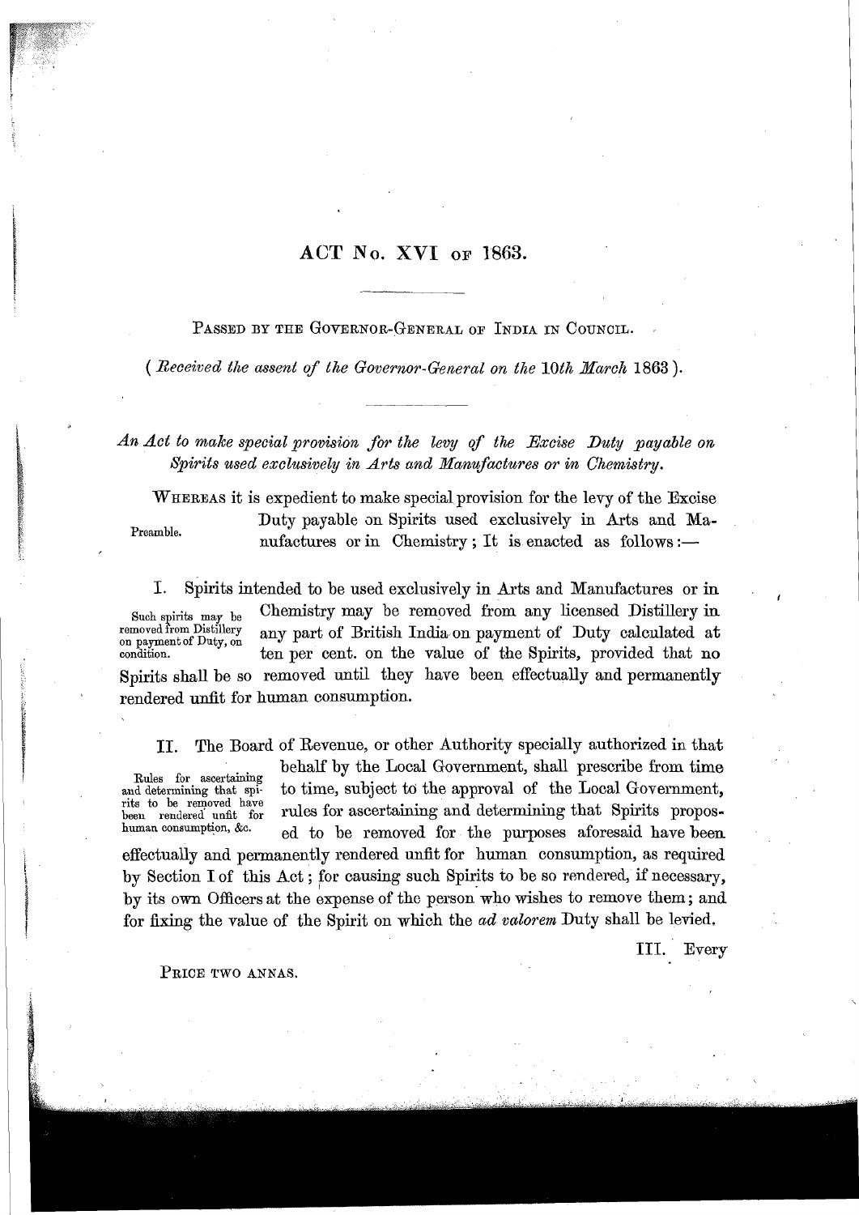# ACT No. XVI of 1863.

PASSED BY THE GOVERNOR-GENERAL OF INDIA IN COUNCIL.

*( Received the assent of the Governor-General on the 10th March 1863 ).*

*An Act to make special provision for the levy of the Excise Duty payable on Spirits used exclusively in Arts and Manufactures or in Chemistry.*

Preamble.

WHEREAS it is expedient to make special provision for the levy of the Excise Duty payable on Spirits used exclusively in Arts and Manufactures or in Chemistry; It is enacted as follows:—

Such spirits may be removed from Distillery on payment of Duty, on condition.

I. Spirits intended to be used exclusively in Arts and Manufactures or in Chemistry may be removed from any licensed Distillery in any part of British India on payment of Duty calculated at ten per cent. on the value of the Spirits, provided that no Spirits shall be so removed until they have been effectually and permanently rendered unfit for human consumption.

Rules for ascertaining and determining that spirits to be removed have been rendered unfit for human consumption, &c.

II. The Board of Revenue, or other Authority specially authorized in that behalf by the Local Government, shall prescribe from time to time, subject to the approval of the Local Government, rules for ascertaining and determining that Spirits proposed to be removed for the purposes aforesaid have been effectually and permanently rendered unfit for human consumption, as required by Section I of this Act; for causing such Spirits to be so rendered, if necessary, by its own Officers at the expense of the person who wishes to remove them; and for fixing the value of the Spirit on which the *ad valorem* Duty shall be levied.

PRICE TWO ANNAS.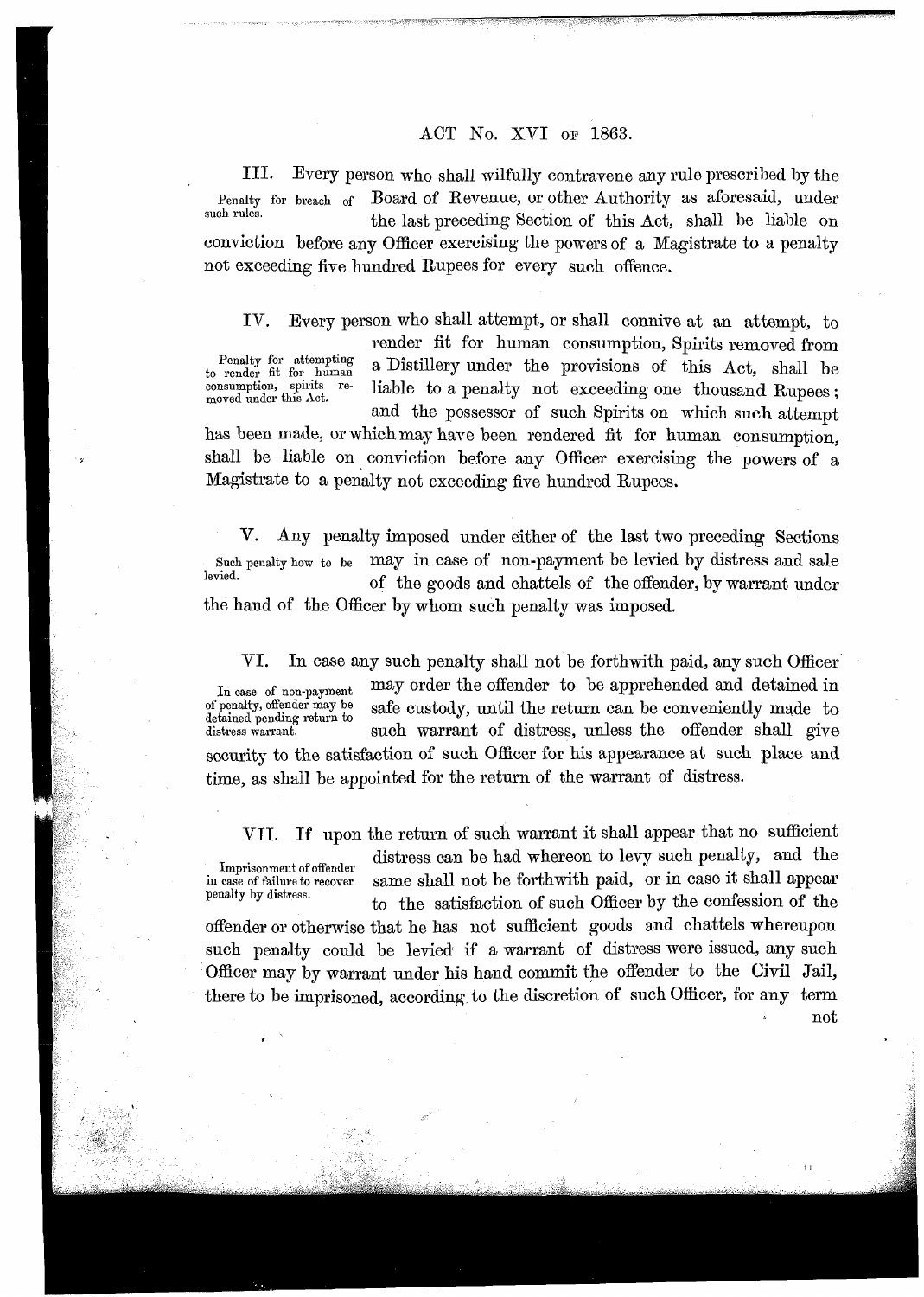ACT No. XVI of 1863.

III. Every person who shall wilfully contravene any rule prescribed by the Board of Revenue, or other Authority as aforesaid, under the last preceding Section of this Act, shall be liable on conviction before any Officer exercising the powers of a Magistrate to a penalty not exceeding five hundred Rupees for every such offence.

*Penalty for breach of such rules.*

IV. Every person who shall attempt, or shall connive at an attempt, to render fit for human consumption, Spirits removed from a Distillery under the provisions of this Act, shall be liable to a penalty not exceeding one thousand Rupees; and the possessor of such Spirits on which such attempt has been made, or which may have been rendered fit for human consumption, shall be liable on conviction before any Officer exercising the powers of a Magistrate to a penalty not exceeding five hundred Rupees.

*Penalty for attempting to render fit for human consumption, spirits removed under this Act.*

V. Any penalty imposed under either of the last two preceding Sections may in case of non-payment be levied by distress and sale of the goods and chattels of the offender, by warrant under the hand of the Officer by whom such penalty was imposed.

*Such penalty how to be levied.*

VI. In case any such penalty shall not be forthwith paid, any such Officer may order the offender to be apprehended and detained in safe custody, until the return can be conveniently made to such warrant of distress, unless the offender shall give security to the satisfaction of such Officer for his appearance at such place and time, as shall be appointed for the return of the warrant of distress.

*In case of non-payment of penalty, offender may be detained pending return to distress warrant.*

VII. If upon the return of such warrant it shall appear that no sufficient distress can be had whereon to levy such penalty, and the same shall not be forthwith paid, or in case it shall appear to the satisfaction of such Officer by the confession of the offender or otherwise that he has not sufficient goods and chattels whereupon such penalty could be levied if a warrant of distress were issued, any such Officer may by warrant under his hand commit the offender to the Civil Jail, there to be imprisoned, according to the discretion of such Officer, for any term not

*Imprisonment of offender in case of failure to recover penalty by distress.*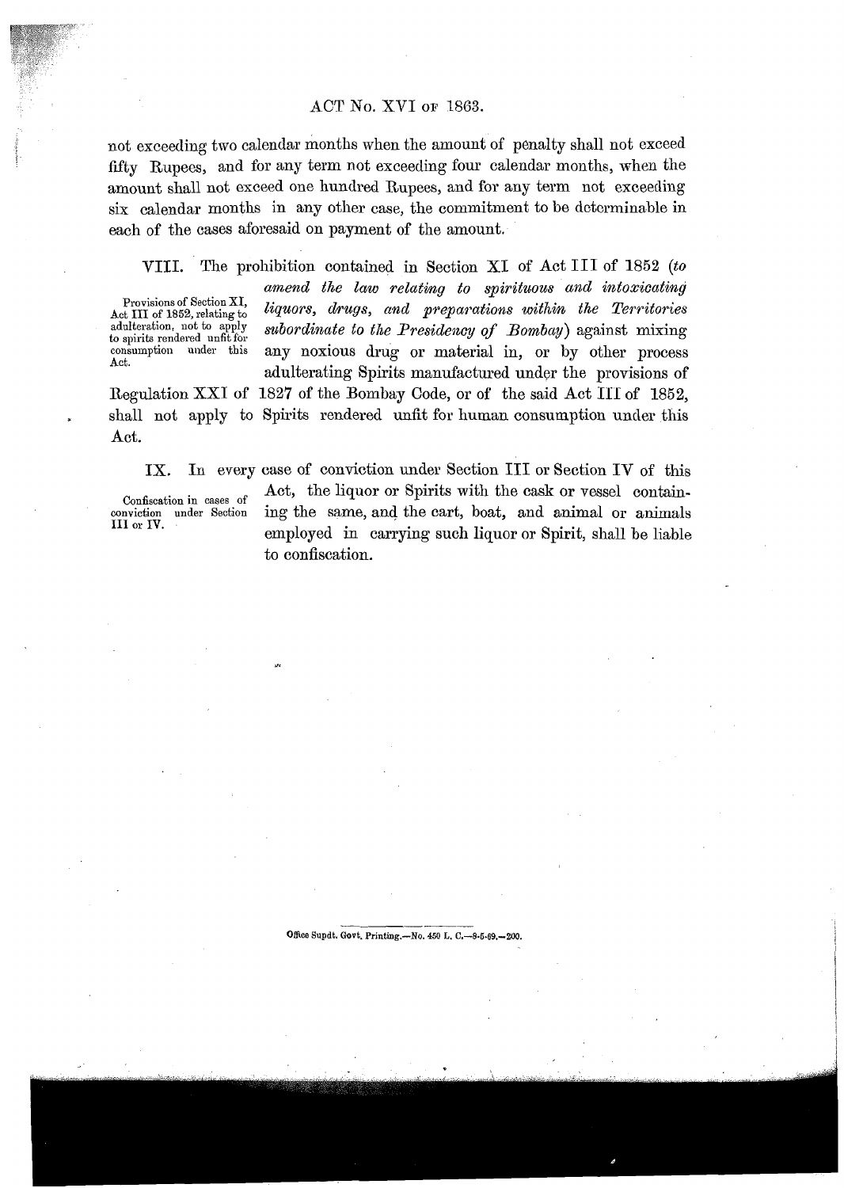not exceeding two calendar months when the amount of penalty shall not exceed fifty Rupees, and for any term not exceeding four calendar months, when the amount shall not exceed one hundred Rupees, and for any term not exceeding six calendar months in any other case, the commitment to be determinable in each of the cases aforesaid on payment of the amount.

*Provisions of Section XI, Act III of 1852, relating to adulteration, not to apply to spirits rendered unfit for consumption under this Act.*

VIII. The prohibition contained in Section XI of Act III of 1852 (*to amend the law relating to spirituous and intoxicating liquors, drugs, and preparations within the Territories subordinate to the Presidency of Bombay*) against mixing any noxious drug or material in, or by other process adulterating Spirits manufactured under the provisions of Regulation XXI of 1827 of the Bombay Code, or of the said Act III of 1852, shall not apply to Spirits rendered unfit for human consumption under this Act.

*Confiscation in cases of conviction under Section III or IV.*

IX. In every case of conviction under Section III or Section IV of this Act, the liquor or Spirits with the cask or vessel containing the same, and the cart, boat, and animal or animals employed in carrying such liquor or Spirit, shall be liable to confiscation.

Office Supdt. Govt. Printing.—No. 450 L. C.—8-5-69.—200.